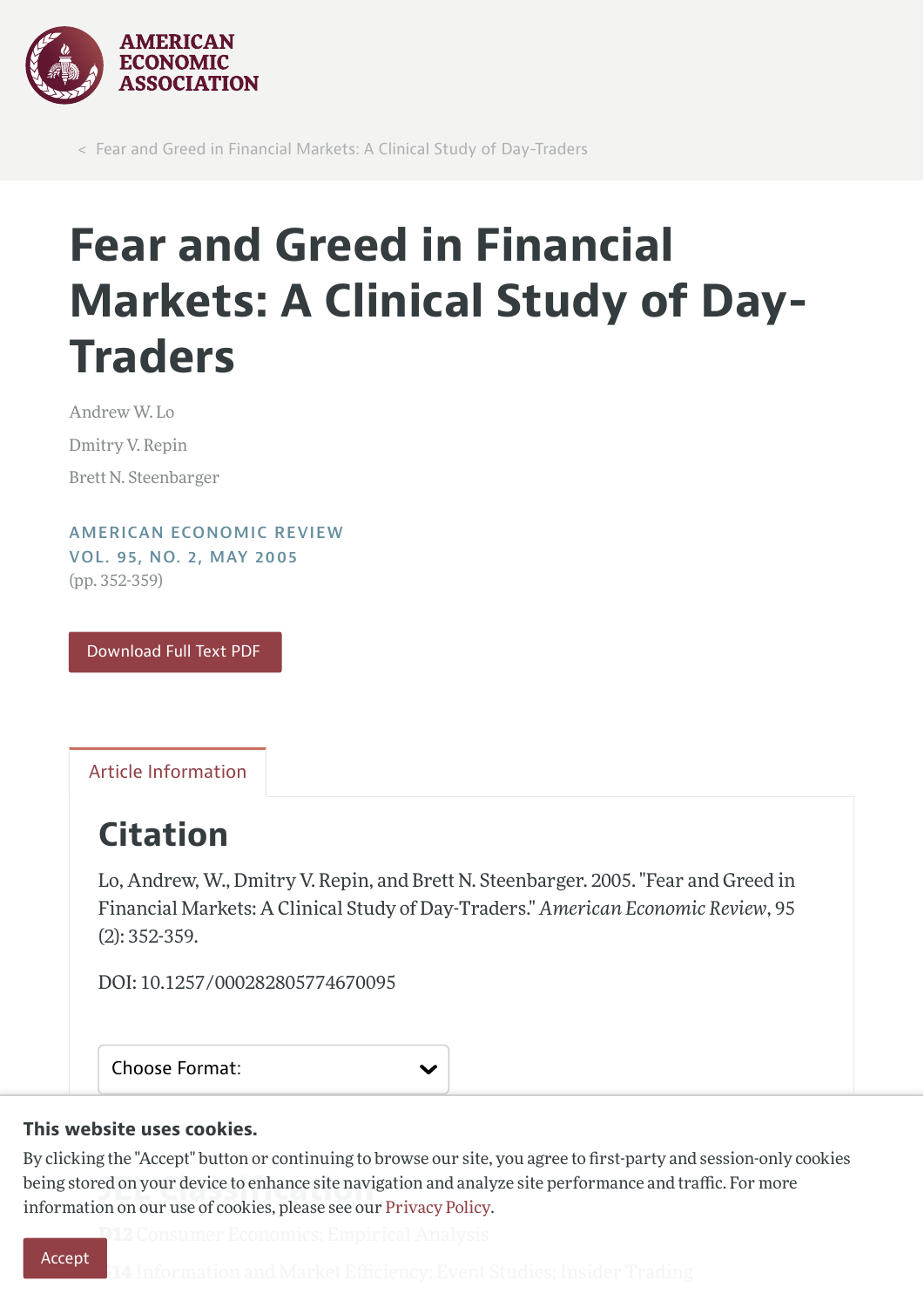AMERICAN ECONOMIC ASSOCIATION

< Fear and Greed in Financial Markets: A Clinical Study of Day-Traders

# Fear and Greed in Financial Markets: A Clinical Study of Day-Traders

Andrew W. Lo

Dmitry V. Repin

Brett N. Steenbarger

AMERICAN ECONOMIC REVIEW
VOL. 95, NO. 2, MAY 2005
(pp. 352-359)

Download Full Text PDF

Article Information

## Citation

Lo, Andrew, W., Dmitry V. Repin, and Brett N. Steenbarger. 2005. "Fear and Greed in Financial Markets: A Clinical Study of Day-Traders." *American Economic Review*, 95 (2): 352-359.

DOI: 10.1257/000282805774670095

Choose Format:

**This website uses cookies.**

By clicking the "Accept" button or continuing to browse our site, you agree to first-party and session-only cookies being stored on your device to enhance site navigation and analyze site performance and traffic. For more information on our use of cookies, please see our Privacy Policy.

Accept

D12 Consumer Economics: Empirical Analysis

G14 Information and Market Efficiency; Event Studies; Insider Trading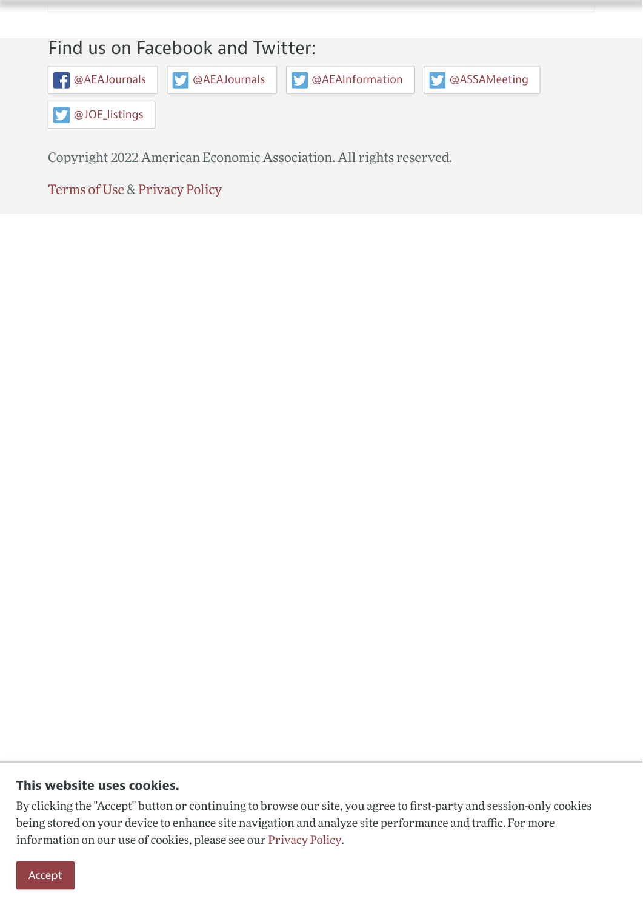Find us on Facebook and Twitter:

@AEAJournals @AEAJournals @AEAInformation @ASSAMeeting

@JOE_listings

Copyright 2022 American Economic Association. All rights reserved.

Terms of Use & Privacy Policy

**This website uses cookies.**

By clicking the "Accept" button or continuing to browse our site, you agree to first-party and session-only cookies being stored on your device to enhance site navigation and analyze site performance and traffic. For more information on our use of cookies, please see our Privacy Policy.

Accept